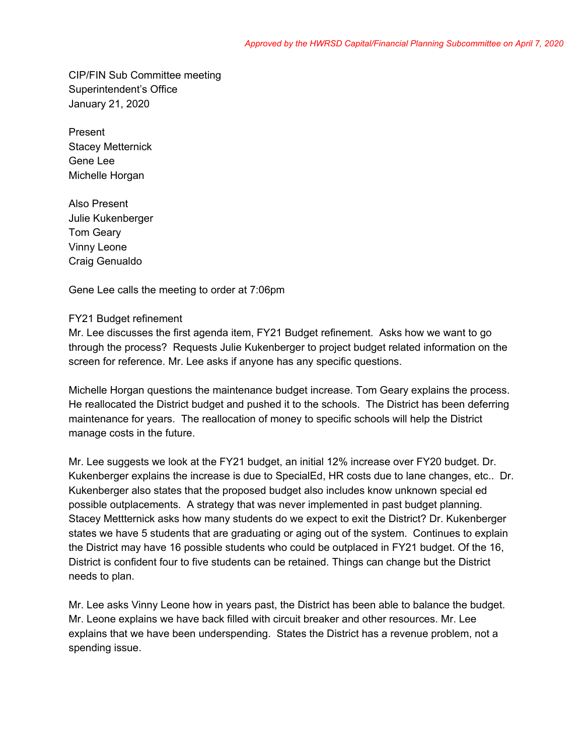*Approved by the HWRSD Capital/Financial Planning Subcommittee on April 7, 2020*

CIP/FIN Sub Committee meeting
Superintendent's Office
January 21, 2020

Present
Stacey Metternick
Gene Lee
Michelle Horgan

Also Present
Julie Kukenberger
Tom Geary
Vinny Leone
Craig Genualdo

Gene Lee calls the meeting to order at 7:06pm

FY21 Budget refinement
Mr. Lee discusses the first agenda item, FY21 Budget refinement. Asks how we want to go through the process? Requests Julie Kukenberger to project budget related information on the screen for reference. Mr. Lee asks if anyone has any specific questions.

Michelle Horgan questions the maintenance budget increase. Tom Geary explains the process. He reallocated the District budget and pushed it to the schools. The District has been deferring maintenance for years. The reallocation of money to specific schools will help the District manage costs in the future.

Mr. Lee suggests we look at the FY21 budget, an initial 12% increase over FY20 budget. Dr. Kukenberger explains the increase is due to SpecialEd, HR costs due to lane changes, etc.. Dr. Kukenberger also states that the proposed budget also includes know unknown special ed possible outplacements. A strategy that was never implemented in past budget planning. Stacey Mettternick asks how many students do we expect to exit the District? Dr. Kukenberger states we have 5 students that are graduating or aging out of the system. Continues to explain the District may have 16 possible students who could be outplaced in FY21 budget. Of the 16, District is confident four to five students can be retained. Things can change but the District needs to plan.

Mr. Lee asks Vinny Leone how in years past, the District has been able to balance the budget. Mr. Leone explains we have back filled with circuit breaker and other resources. Mr. Lee explains that we have been underspending. States the District has a revenue problem, not a spending issue.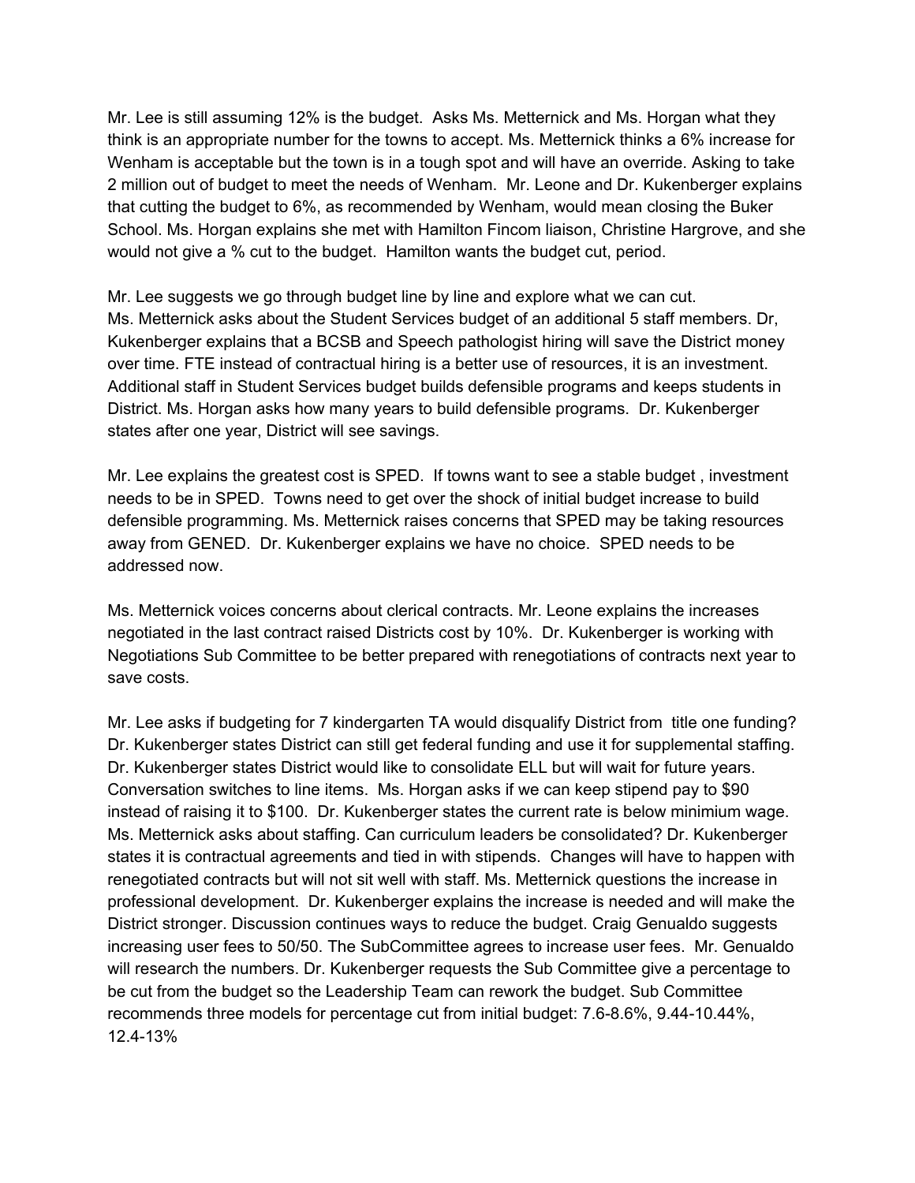Mr. Lee is still assuming 12% is the budget. Asks Ms. Metternick and Ms. Horgan what they think is an appropriate number for the towns to accept. Ms. Metternick thinks a 6% increase for Wenham is acceptable but the town is in a tough spot and will have an override. Asking to take 2 million out of budget to meet the needs of Wenham. Mr. Leone and Dr. Kukenberger explains that cutting the budget to 6%, as recommended by Wenham, would mean closing the Buker School. Ms. Horgan explains she met with Hamilton Fincom liaison, Christine Hargrove, and she would not give a % cut to the budget. Hamilton wants the budget cut, period.

Mr. Lee suggests we go through budget line by line and explore what we can cut.
Ms. Metternick asks about the Student Services budget of an additional 5 staff members. Dr, Kukenberger explains that a BCSB and Speech pathologist hiring will save the District money over time. FTE instead of contractual hiring is a better use of resources, it is an investment. Additional staff in Student Services budget builds defensible programs and keeps students in District. Ms. Horgan asks how many years to build defensible programs. Dr. Kukenberger states after one year, District will see savings.

Mr. Lee explains the greatest cost is SPED. If towns want to see a stable budget , investment needs to be in SPED. Towns need to get over the shock of initial budget increase to build defensible programming. Ms. Metternick raises concerns that SPED may be taking resources away from GENED. Dr. Kukenberger explains we have no choice. SPED needs to be addressed now.

Ms. Metternick voices concerns about clerical contracts. Mr. Leone explains the increases negotiated in the last contract raised Districts cost by 10%. Dr. Kukenberger is working with Negotiations Sub Committee to be better prepared with renegotiations of contracts next year to save costs.

Mr. Lee asks if budgeting for 7 kindergarten TA would disqualify District from title one funding? Dr. Kukenberger states District can still get federal funding and use it for supplemental staffing. Dr. Kukenberger states District would like to consolidate ELL but will wait for future years. Conversation switches to line items. Ms. Horgan asks if we can keep stipend pay to $90 instead of raising it to $100. Dr. Kukenberger states the current rate is below minimium wage. Ms. Metternick asks about staffing. Can curriculum leaders be consolidated? Dr. Kukenberger states it is contractual agreements and tied in with stipends. Changes will have to happen with renegotiated contracts but will not sit well with staff. Ms. Metternick questions the increase in professional development. Dr. Kukenberger explains the increase is needed and will make the District stronger. Discussion continues ways to reduce the budget. Craig Genualdo suggests increasing user fees to 50/50. The SubCommittee agrees to increase user fees. Mr. Genualdo will research the numbers. Dr. Kukenberger requests the Sub Committee give a percentage to be cut from the budget so the Leadership Team can rework the budget. Sub Committee recommends three models for percentage cut from initial budget: 7.6-8.6%, 9.44-10.44%, 12.4-13%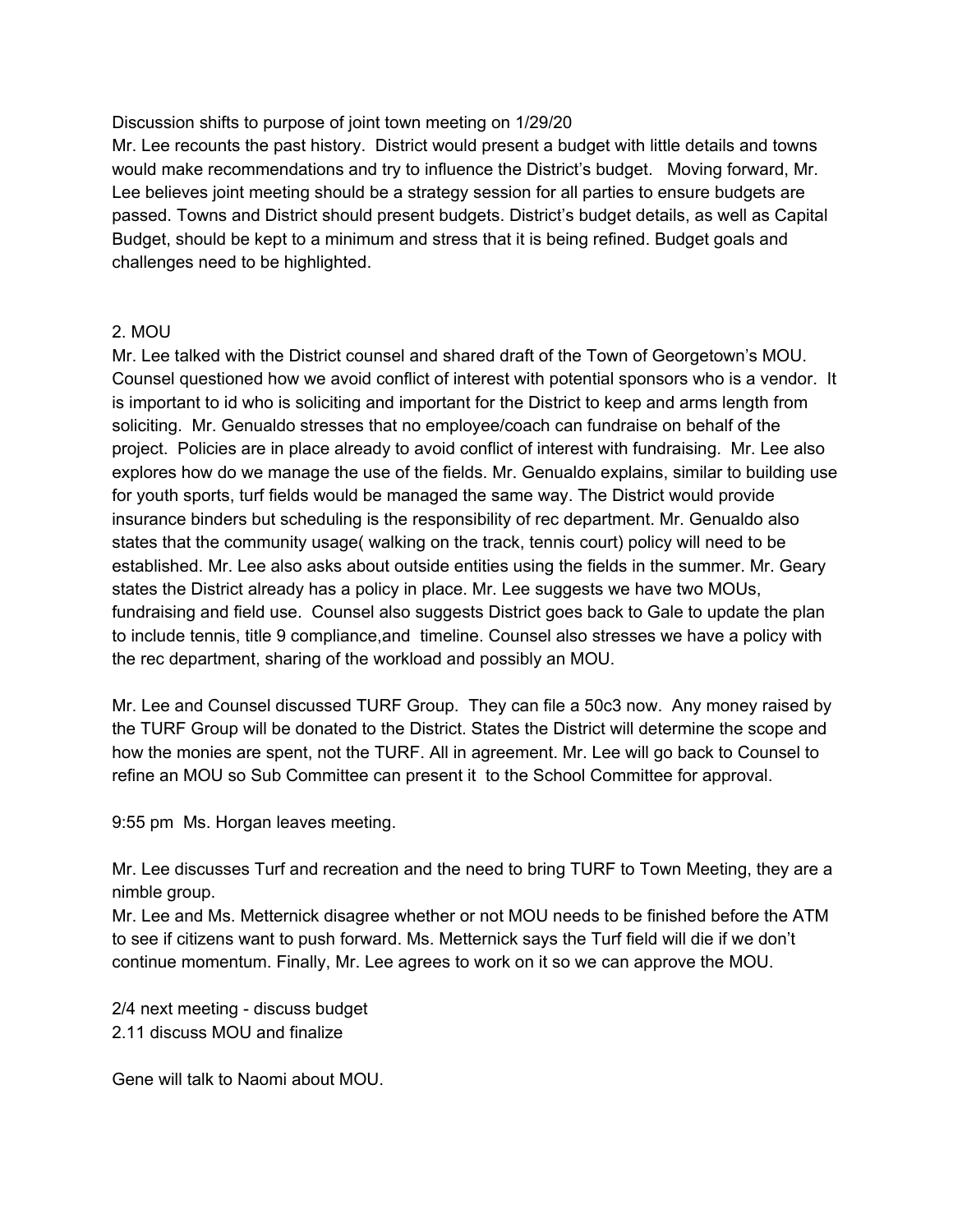Discussion shifts to purpose of joint town meeting on 1/29/20
Mr. Lee recounts the past history. District would present a budget with little details and towns would make recommendations and try to influence the District's budget. Moving forward, Mr. Lee believes joint meeting should be a strategy session for all parties to ensure budgets are passed. Towns and District should present budgets. District's budget details, as well as Capital Budget, should be kept to a minimum and stress that it is being refined. Budget goals and challenges need to be highlighted.

2. MOU
Mr. Lee talked with the District counsel and shared draft of the Town of Georgetown's MOU. Counsel questioned how we avoid conflict of interest with potential sponsors who is a vendor. It is important to id who is soliciting and important for the District to keep and arms length from soliciting. Mr. Genualdo stresses that no employee/coach can fundraise on behalf of the project. Policies are in place already to avoid conflict of interest with fundraising. Mr. Lee also explores how do we manage the use of the fields. Mr. Genualdo explains, similar to building use for youth sports, turf fields would be managed the same way. The District would provide insurance binders but scheduling is the responsibility of rec department. Mr. Genualdo also states that the community usage( walking on the track, tennis court) policy will need to be established. Mr. Lee also asks about outside entities using the fields in the summer. Mr. Geary states the District already has a policy in place. Mr. Lee suggests we have two MOUs, fundraising and field use. Counsel also suggests District goes back to Gale to update the plan to include tennis, title 9 compliance,and timeline. Counsel also stresses we have a policy with the rec department, sharing of the workload and possibly an MOU.

Mr. Lee and Counsel discussed TURF Group. They can file a 50c3 now. Any money raised by the TURF Group will be donated to the District. States the District will determine the scope and how the monies are spent, not the TURF. All in agreement. Mr. Lee will go back to Counsel to refine an MOU so Sub Committee can present it to the School Committee for approval.

9:55 pm Ms. Horgan leaves meeting.

Mr. Lee discusses Turf and recreation and the need to bring TURF to Town Meeting, they are a nimble group.
Mr. Lee and Ms. Metternick disagree whether or not MOU needs to be finished before the ATM to see if citizens want to push forward. Ms. Metternick says the Turf field will die if we don't continue momentum. Finally, Mr. Lee agrees to work on it so we can approve the MOU.

2/4 next meeting - discuss budget
2.11 discuss MOU and finalize

Gene will talk to Naomi about MOU.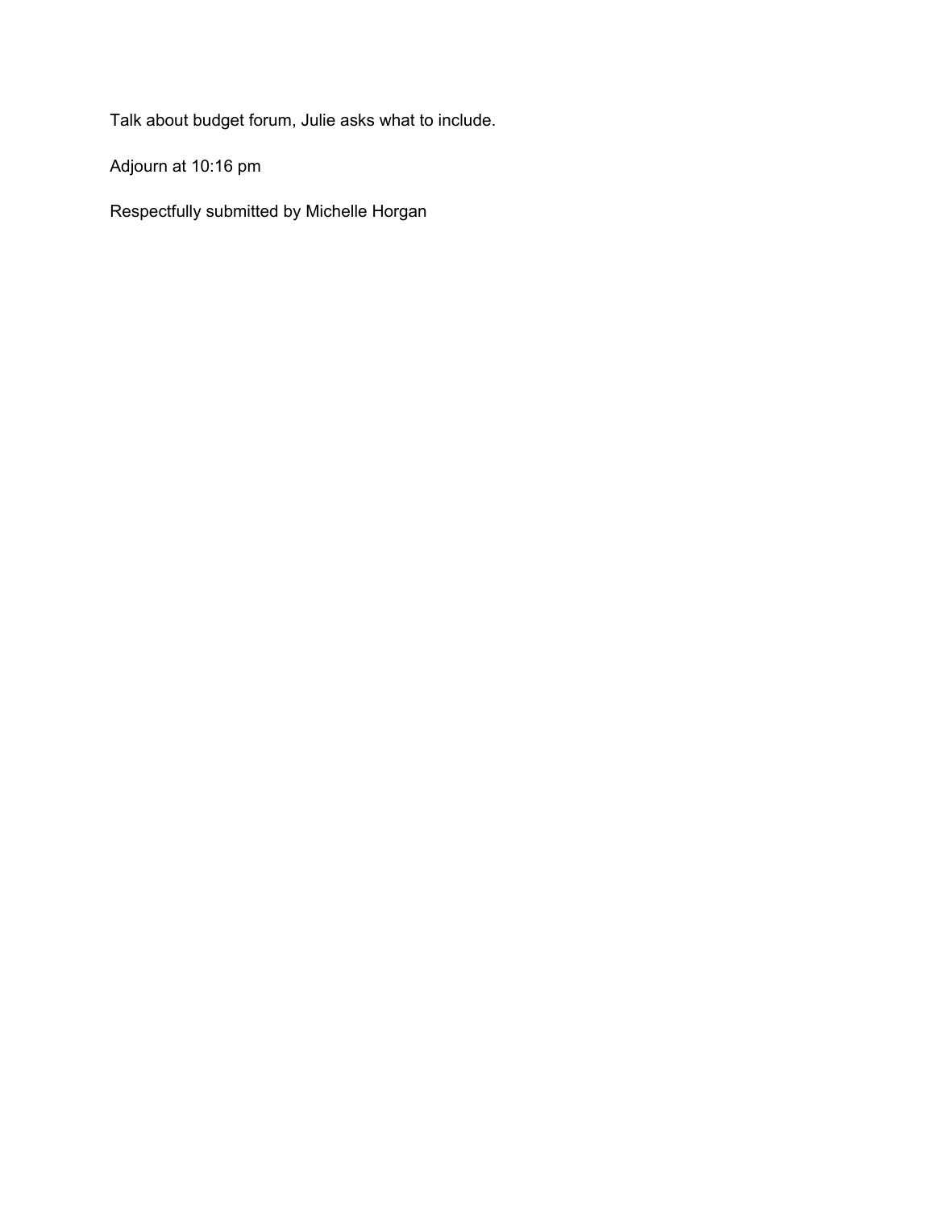Talk about budget forum, Julie asks what to include.

Adjourn at 10:16 pm

Respectfully submitted by Michelle Horgan